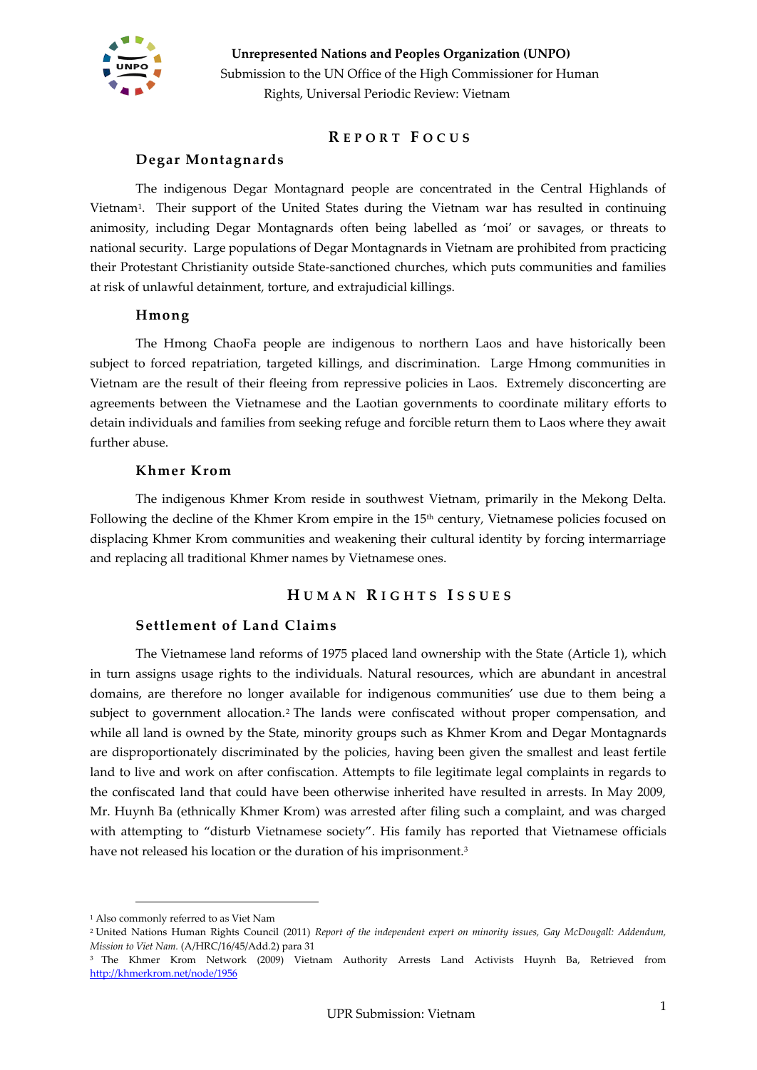**Unrepresented Nations and Peoples Organization (UNPO)**
Submission to the UN Office of the High Commissioner for Human Rights, Universal Periodic Review: Vietnam

## REPORT FOCUS

### Degar Montagnards

The indigenous Degar Montagnard people are concentrated in the Central Highlands of Vietnam[1]. Their support of the United States during the Vietnam war has resulted in continuing animosity, including Degar Montagnards often being labelled as 'moi' or savages, or threats to national security. Large populations of Degar Montagnards in Vietnam are prohibited from practicing their Protestant Christianity outside State-sanctioned churches, which puts communities and families at risk of unlawful detainment, torture, and extrajudicial killings.

### Hmong

The Hmong ChaoFa people are indigenous to northern Laos and have historically been subject to forced repatriation, targeted killings, and discrimination. Large Hmong communities in Vietnam are the result of their fleeing from repressive policies in Laos. Extremely disconcerting are agreements between the Vietnamese and the Laotian governments to coordinate military efforts to detain individuals and families from seeking refuge and forcible return them to Laos where they await further abuse.

### Khmer Krom

The indigenous Khmer Krom reside in southwest Vietnam, primarily in the Mekong Delta. Following the decline of the Khmer Krom empire in the 15th century, Vietnamese policies focused on displacing Khmer Krom communities and weakening their cultural identity by forcing intermarriage and replacing all traditional Khmer names by Vietnamese ones.

## HUMAN RIGHTS ISSUES

### Settlement of Land Claims

The Vietnamese land reforms of 1975 placed land ownership with the State (Article 1), which in turn assigns usage rights to the individuals. Natural resources, which are abundant in ancestral domains, are therefore no longer available for indigenous communities' use due to them being a subject to government allocation.[2] The lands were confiscated without proper compensation, and while all land is owned by the State, minority groups such as Khmer Krom and Degar Montagnards are disproportionately discriminated by the policies, having been given the smallest and least fertile land to live and work on after confiscation. Attempts to file legitimate legal complaints in regards to the confiscated land that could have been otherwise inherited have resulted in arrests. In May 2009, Mr. Huynh Ba (ethnically Khmer Krom) was arrested after filing such a complaint, and was charged with attempting to "disturb Vietnamese society". His family has reported that Vietnamese officials have not released his location or the duration of his imprisonment.[3]

---

[1] Also commonly referred to as Viet Nam

[2] United Nations Human Rights Council (2011) *Report of the independent expert on minority issues, Gay McDougall: Addendum, Mission to Viet Nam.* (A/HRC/16/45/Add.2) para 31

[3] The Khmer Krom Network (2009) Vietnam Authority Arrests Land Activists Huynh Ba, Retrieved from http://khmerkrom.net/node/1956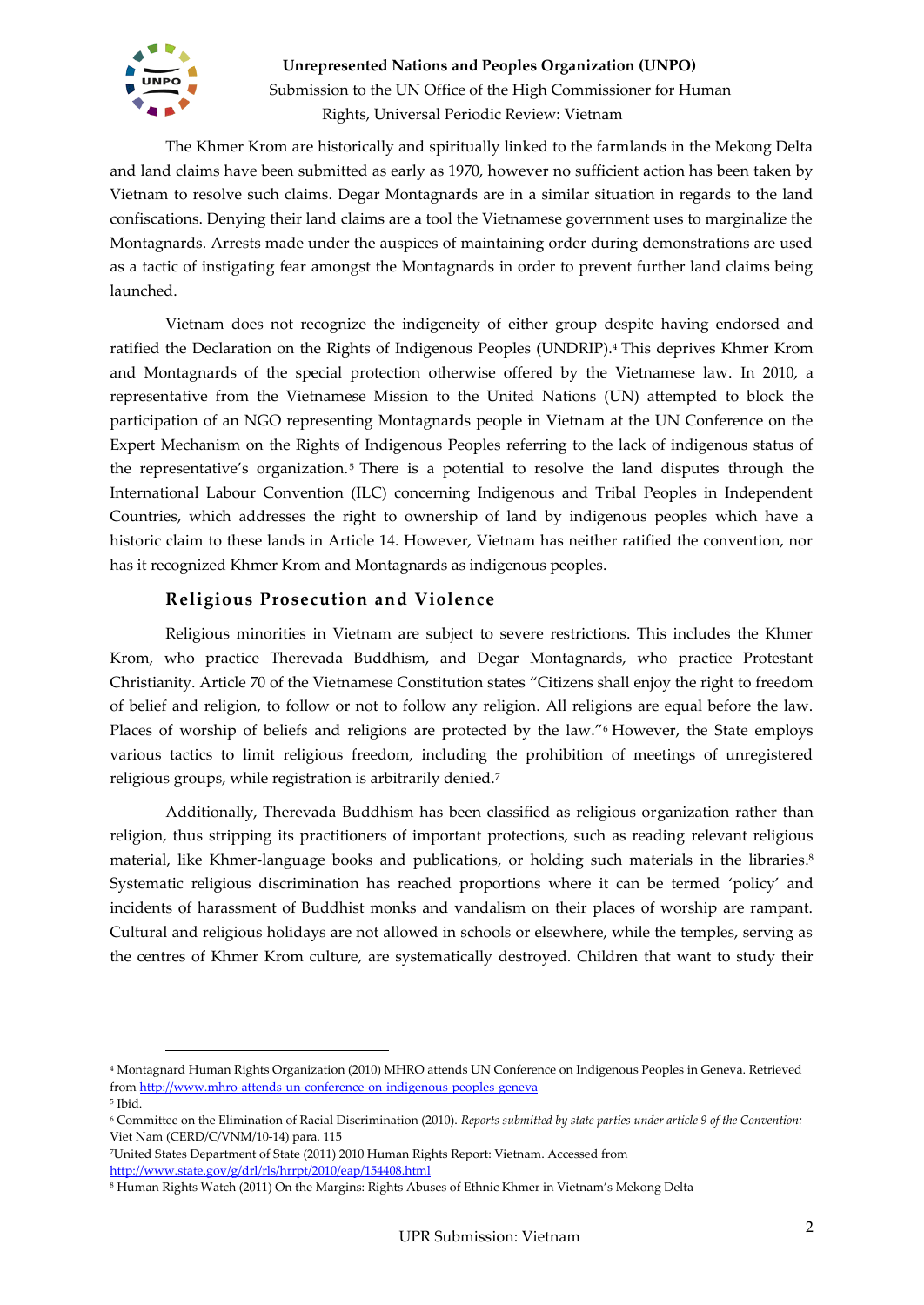The Khmer Krom are historically and spiritually linked to the farmlands in the Mekong Delta and land claims have been submitted as early as 1970, however no sufficient action has been taken by Vietnam to resolve such claims. Degar Montagnards are in a similar situation in regards to the land confiscations. Denying their land claims are a tool the Vietnamese government uses to marginalize the Montagnards. Arrests made under the auspices of maintaining order during demonstrations are used as a tactic of instigating fear amongst the Montagnards in order to prevent further land claims being launched.

Vietnam does not recognize the indigeneity of either group despite having endorsed and ratified the Declaration on the Rights of Indigenous Peoples (UNDRIP).[4] This deprives Khmer Krom and Montagnards of the special protection otherwise offered by the Vietnamese law. In 2010, a representative from the Vietnamese Mission to the United Nations (UN) attempted to block the participation of an NGO representing Montagnards people in Vietnam at the UN Conference on the Expert Mechanism on the Rights of Indigenous Peoples referring to the lack of indigenous status of the representative's organization.[5] There is a potential to resolve the land disputes through the International Labour Convention (ILC) concerning Indigenous and Tribal Peoples in Independent Countries, which addresses the right to ownership of land by indigenous peoples which have a historic claim to these lands in Article 14. However, Vietnam has neither ratified the convention, nor has it recognized Khmer Krom and Montagnards as indigenous peoples.

### Religious Prosecution and Violence

Religious minorities in Vietnam are subject to severe restrictions. This includes the Khmer Krom, who practice Therevada Buddhism, and Degar Montagnards, who practice Protestant Christianity. Article 70 of the Vietnamese Constitution states "Citizens shall enjoy the right to freedom of belief and religion, to follow or not to follow any religion. All religions are equal before the law. Places of worship of beliefs and religions are protected by the law."[6] However, the State employs various tactics to limit religious freedom, including the prohibition of meetings of unregistered religious groups, while registration is arbitrarily denied.[7]

Additionally, Therevada Buddhism has been classified as religious organization rather than religion, thus stripping its practitioners of important protections, such as reading relevant religious material, like Khmer-language books and publications, or holding such materials in the libraries.[8] Systematic religious discrimination has reached proportions where it can be termed 'policy' and incidents of harassment of Buddhist monks and vandalism on their places of worship are rampant. Cultural and religious holidays are not allowed in schools or elsewhere, while the temples, serving as the centres of Khmer Krom culture, are systematically destroyed. Children that want to study their

---

[4] Montagnard Human Rights Organization (2010) MHRO attends UN Conference on Indigenous Peoples in Geneva. Retrieved from http://www.mhro-attends-un-conference-on-indigenous-peoples-geneva

[5] Ibid.

[6] Committee on the Elimination of Racial Discrimination (2010). *Reports submitted by state parties under article 9 of the Convention:* Viet Nam (CERD/C/VNM/10-14) para. 115

[7] United States Department of State (2011) 2010 Human Rights Report: Vietnam. Accessed from http://www.state.gov/g/drl/rls/hrrpt/2010/eap/154408.html

[8] Human Rights Watch (2011) On the Margins: Rights Abuses of Ethnic Khmer in Vietnam's Mekong Delta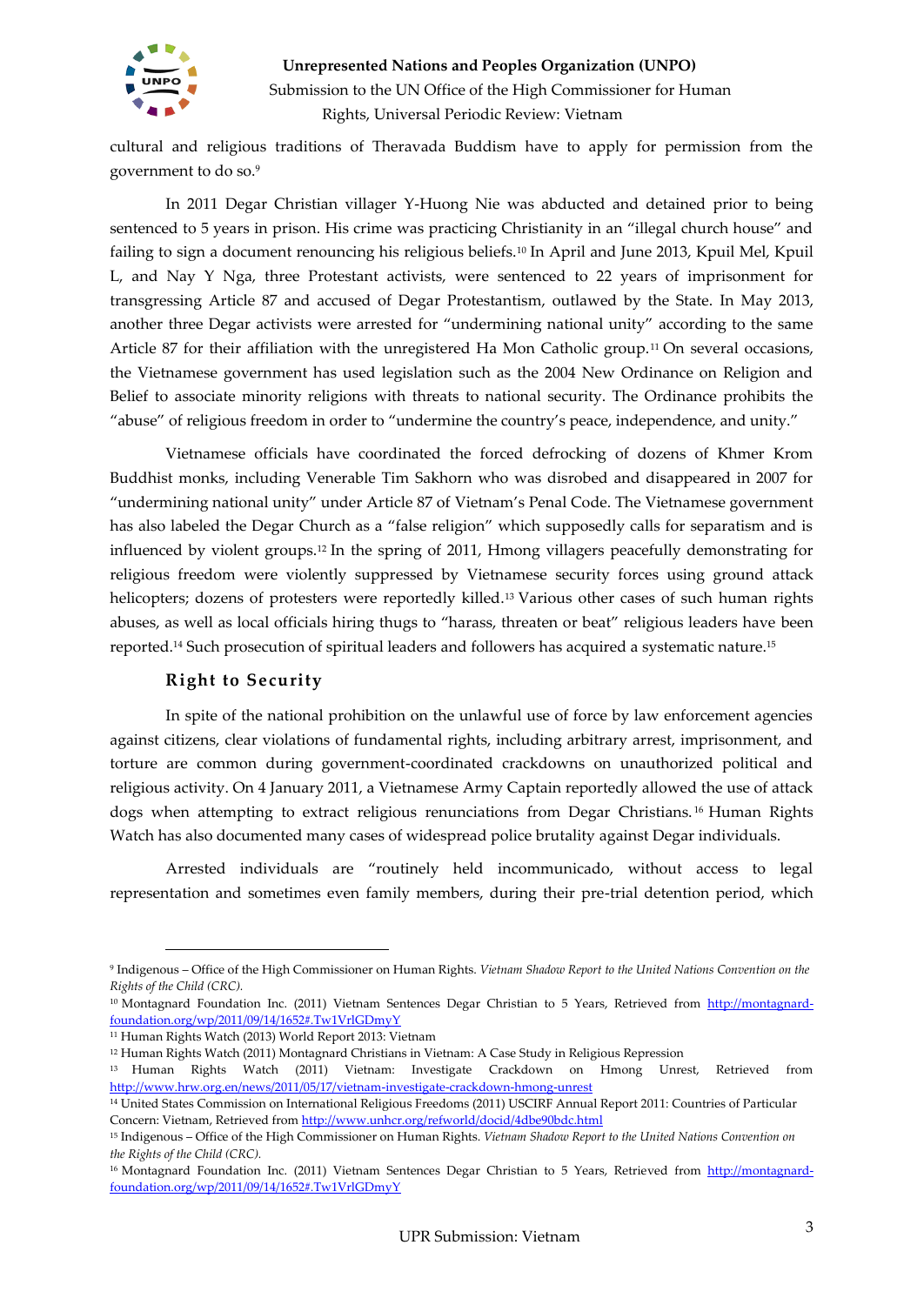cultural and religious traditions of Theravada Buddhism have to apply for permission from the government to do so.[9]

In 2011 Degar Christian villager Y-Huong Nie was abducted and detained prior to being sentenced to 5 years in prison. His crime was practicing Christianity in an "illegal church house" and failing to sign a document renouncing his religious beliefs.[10] In April and June 2013, Kpuil Mel, Kpuil L, and Nay Y Nga, three Protestant activists, were sentenced to 22 years of imprisonment for transgressing Article 87 and accused of Degar Protestantism, outlawed by the State. In May 2013, another three Degar activists were arrested for "undermining national unity" according to the same Article 87 for their affiliation with the unregistered Ha Mon Catholic group.[11] On several occasions, the Vietnamese government has used legislation such as the 2004 New Ordinance on Religion and Belief to associate minority religions with threats to national security. The Ordinance prohibits the "abuse" of religious freedom in order to "undermine the country's peace, independence, and unity."

Vietnamese officials have coordinated the forced defrocking of dozens of Khmer Krom Buddhist monks, including Venerable Tim Sakhorn who was disrobed and disappeared in 2007 for "undermining national unity" under Article 87 of Vietnam's Penal Code. The Vietnamese government has also labeled the Degar Church as a "false religion" which supposedly calls for separatism and is influenced by violent groups.[12] In the spring of 2011, Hmong villagers peacefully demonstrating for religious freedom were violently suppressed by Vietnamese security forces using ground attack helicopters; dozens of protesters were reportedly killed.[13] Various other cases of such human rights abuses, as well as local officials hiring thugs to "harass, threaten or beat" religious leaders have been reported.[14] Such prosecution of spiritual leaders and followers has acquired a systematic nature.[15]

### Right to Security

In spite of the national prohibition on the unlawful use of force by law enforcement agencies against citizens, clear violations of fundamental rights, including arbitrary arrest, imprisonment, and torture are common during government-coordinated crackdowns on unauthorized political and religious activity. On 4 January 2011, a Vietnamese Army Captain reportedly allowed the use of attack dogs when attempting to extract religious renunciations from Degar Christians.[16] Human Rights Watch has also documented many cases of widespread police brutality against Degar individuals.

Arrested individuals are "routinely held incommunicado, without access to legal representation and sometimes even family members, during their pre-trial detention period, which

---

[9] Indigenous – Office of the High Commissioner on Human Rights. *Vietnam Shadow Report to the United Nations Convention on the Rights of the Child (CRC).*

[10] Montagnard Foundation Inc. (2011) Vietnam Sentences Degar Christian to 5 Years, Retrieved from http://montagnard-foundation.org/wp/2011/09/14/1652#.Tw1VrlGDmyY

[11] Human Rights Watch (2013) World Report 2013: Vietnam

[12] Human Rights Watch (2011) Montagnard Christians in Vietnam: A Case Study in Religious Repression

[13] Human Rights Watch (2011) Vietnam: Investigate Crackdown on Hmong Unrest, Retrieved from http://www.hrw.org.en/news/2011/05/17/vietnam-investigate-crackdown-hmong-unrest

[14] United States Commission on International Religious Freedoms (2011) USCIRF Annual Report 2011: Countries of Particular Concern: Vietnam, Retrieved from http://www.unhcr.org/refworld/docid/4dbe90bdc.html

[15] Indigenous – Office of the High Commissioner on Human Rights. *Vietnam Shadow Report to the United Nations Convention on the Rights of the Child (CRC).*

[16] Montagnard Foundation Inc. (2011) Vietnam Sentences Degar Christian to 5 Years, Retrieved from http://montagnard-foundation.org/wp/2011/09/14/1652#.Tw1VrlGDmyY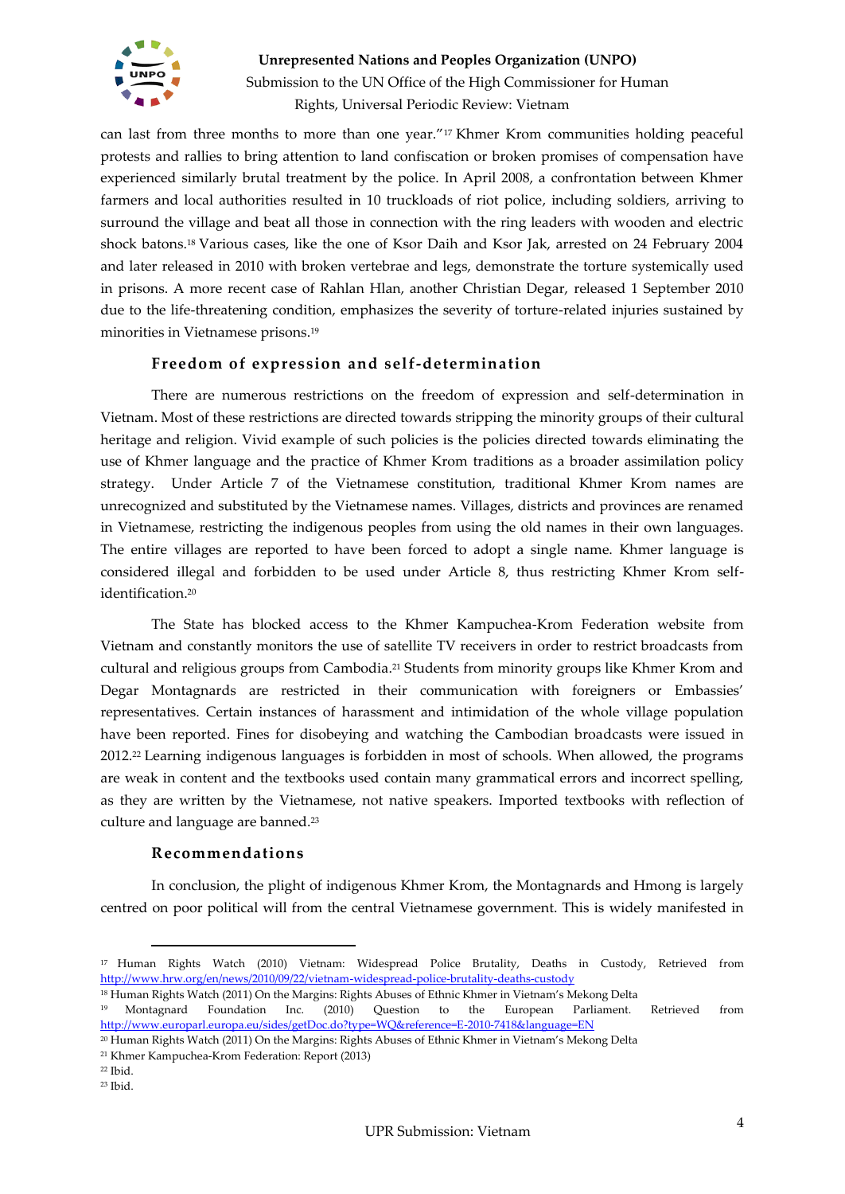can last from three months to more than one year."[17] Khmer Krom communities holding peaceful protests and rallies to bring attention to land confiscation or broken promises of compensation have experienced similarly brutal treatment by the police. In April 2008, a confrontation between Khmer farmers and local authorities resulted in 10 truckloads of riot police, including soldiers, arriving to surround the village and beat all those in connection with the ring leaders with wooden and electric shock batons.[18] Various cases, like the one of Ksor Daih and Ksor Jak, arrested on 24 February 2004 and later released in 2010 with broken vertebrae and legs, demonstrate the torture systemically used in prisons. A more recent case of Rahlan Hlan, another Christian Degar, released 1 September 2010 due to the life-threatening condition, emphasizes the severity of torture-related injuries sustained by minorities in Vietnamese prisons.[19]

### Freedom of expression and self-determination

There are numerous restrictions on the freedom of expression and self-determination in Vietnam. Most of these restrictions are directed towards stripping the minority groups of their cultural heritage and religion. Vivid example of such policies is the policies directed towards eliminating the use of Khmer language and the practice of Khmer Krom traditions as a broader assimilation policy strategy. Under Article 7 of the Vietnamese constitution, traditional Khmer Krom names are unrecognized and substituted by the Vietnamese names. Villages, districts and provinces are renamed in Vietnamese, restricting the indigenous peoples from using the old names in their own languages. The entire villages are reported to have been forced to adopt a single name. Khmer language is considered illegal and forbidden to be used under Article 8, thus restricting Khmer Krom self-identification.[20]

The State has blocked access to the Khmer Kampuchea-Krom Federation website from Vietnam and constantly monitors the use of satellite TV receivers in order to restrict broadcasts from cultural and religious groups from Cambodia.[21] Students from minority groups like Khmer Krom and Degar Montagnards are restricted in their communication with foreigners or Embassies' representatives. Certain instances of harassment and intimidation of the whole village population have been reported. Fines for disobeying and watching the Cambodian broadcasts were issued in 2012.[22] Learning indigenous languages is forbidden in most of schools. When allowed, the programs are weak in content and the textbooks used contain many grammatical errors and incorrect spelling, as they are written by the Vietnamese, not native speakers. Imported textbooks with reflection of culture and language are banned.[23]

### Recommendations

In conclusion, the plight of indigenous Khmer Krom, the Montagnards and Hmong is largely centred on poor political will from the central Vietnamese government. This is widely manifested in

---

[17] Human Rights Watch (2010) Vietnam: Widespread Police Brutality, Deaths in Custody, Retrieved from http://www.hrw.org/en/news/2010/09/22/vietnam-widespread-police-brutality-deaths-custody

[18] Human Rights Watch (2011) On the Margins: Rights Abuses of Ethnic Khmer in Vietnam's Mekong Delta

[19] Montagnard Foundation Inc. (2010) Question to the European Parliament. Retrieved from http://www.europarl.europa.eu/sides/getDoc.do?type=WQ&reference=E-2010-7418&language=EN

[20] Human Rights Watch (2011) On the Margins: Rights Abuses of Ethnic Khmer in Vietnam's Mekong Delta

[21] Khmer Kampuchea-Krom Federation: Report (2013)

[22] Ibid.

[23] Ibid.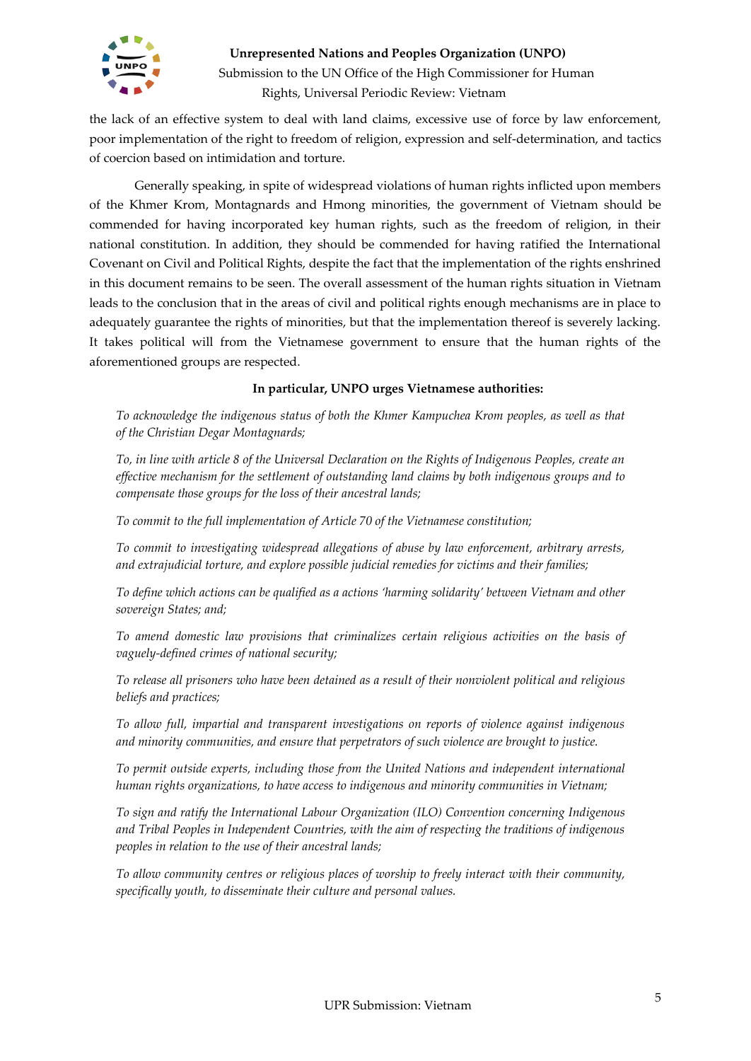the lack of an effective system to deal with land claims, excessive use of force by law enforcement, poor implementation of the right to freedom of religion, expression and self-determination, and tactics of coercion based on intimidation and torture.

Generally speaking, in spite of widespread violations of human rights inflicted upon members of the Khmer Krom, Montagnards and Hmong minorities, the government of Vietnam should be commended for having incorporated key human rights, such as the freedom of religion, in their national constitution. In addition, they should be commended for having ratified the International Covenant on Civil and Political Rights, despite the fact that the implementation of the rights enshrined in this document remains to be seen. The overall assessment of the human rights situation in Vietnam leads to the conclusion that in the areas of civil and political rights enough mechanisms are in place to adequately guarantee the rights of minorities, but that the implementation thereof is severely lacking. It takes political will from the Vietnamese government to ensure that the human rights of the aforementioned groups are respected.

**In particular, UNPO urges Vietnamese authorities:**

*To acknowledge the indigenous status of both the Khmer Kampuchea Krom peoples, as well as that of the Christian Degar Montagnards;*

*To, in line with article 8 of the Universal Declaration on the Rights of Indigenous Peoples, create an effective mechanism for the settlement of outstanding land claims by both indigenous groups and to compensate those groups for the loss of their ancestral lands;*

*To commit to the full implementation of Article 70 of the Vietnamese constitution;*

*To commit to investigating widespread allegations of abuse by law enforcement, arbitrary arrests, and extrajudicial torture, and explore possible judicial remedies for victims and their families;*

*To define which actions can be qualified as a actions 'harming solidarity' between Vietnam and other sovereign States; and;*

*To amend domestic law provisions that criminalizes certain religious activities on the basis of vaguely-defined crimes of national security;*

*To release all prisoners who have been detained as a result of their nonviolent political and religious beliefs and practices;*

*To allow full, impartial and transparent investigations on reports of violence against indigenous and minority communities, and ensure that perpetrators of such violence are brought to justice.*

*To permit outside experts, including those from the United Nations and independent international human rights organizations, to have access to indigenous and minority communities in Vietnam;*

*To sign and ratify the International Labour Organization (ILO) Convention concerning Indigenous and Tribal Peoples in Independent Countries, with the aim of respecting the traditions of indigenous peoples in relation to the use of their ancestral lands;*

*To allow community centres or religious places of worship to freely interact with their community, specifically youth, to disseminate their culture and personal values.*